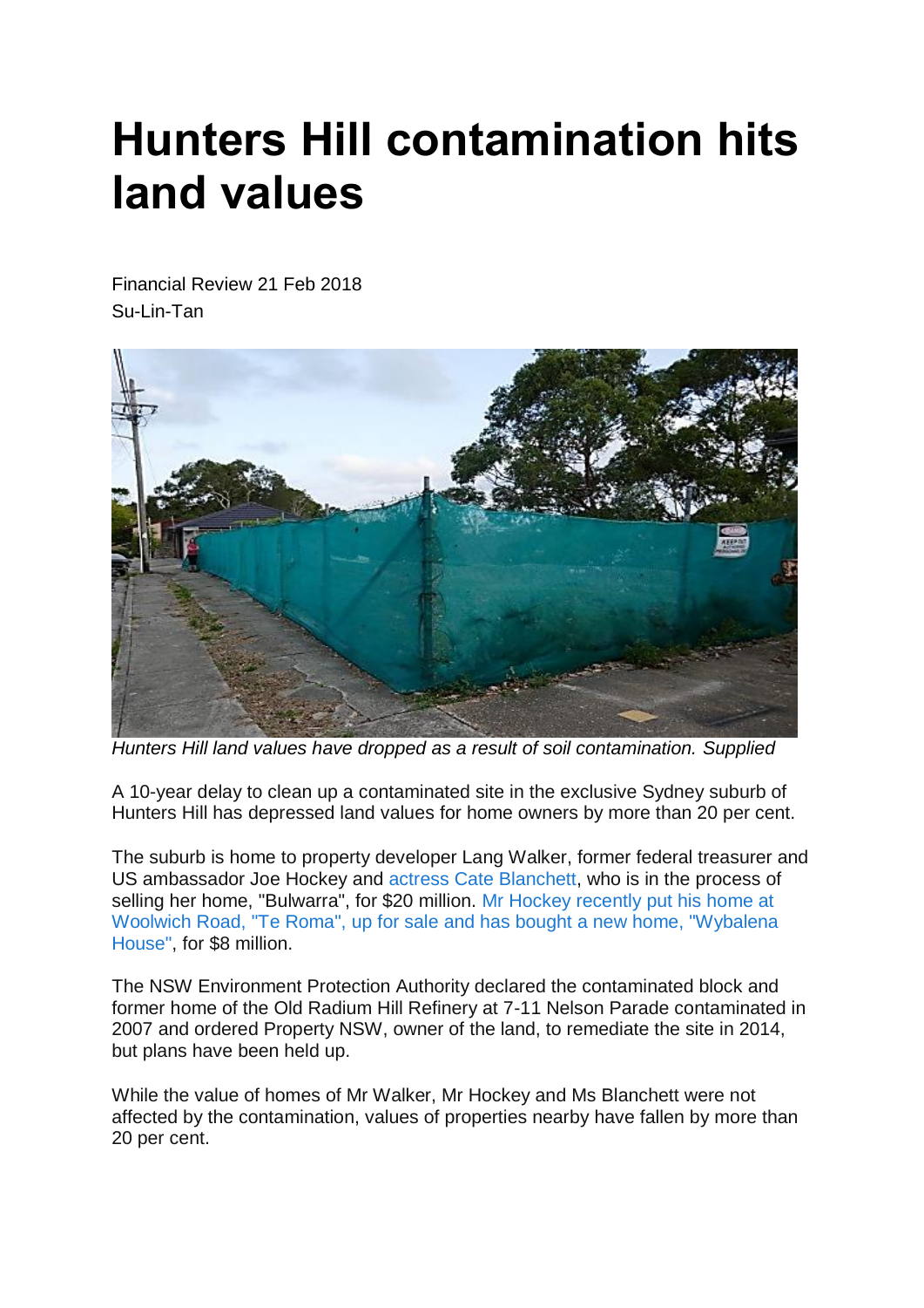# Hunters Hill contamination hits land values

Financial Review 21 Feb 2018
Su-Lin-Tan

*Hunters Hill land values have dropped as a result of soil contamination. Supplied*

A 10-year delay to clean up a contaminated site in the exclusive Sydney suburb of Hunters Hill has depressed land values for home owners by more than 20 per cent.

The suburb is home to property developer Lang Walker, former federal treasurer and US ambassador Joe Hockey and actress Cate Blanchett, who is in the process of selling her home, "Bulwarra", for $20 million. Mr Hockey recently put his home at Woolwich Road, "Te Roma", up for sale and has bought a new home, "Wybalena House", for $8 million.

The NSW Environment Protection Authority declared the contaminated block and former home of the Old Radium Hill Refinery at 7-11 Nelson Parade contaminated in 2007 and ordered Property NSW, owner of the land, to remediate the site in 2014, but plans have been held up.

While the value of homes of Mr Walker, Mr Hockey and Ms Blanchett were not affected by the contamination, values of properties nearby have fallen by more than 20 per cent.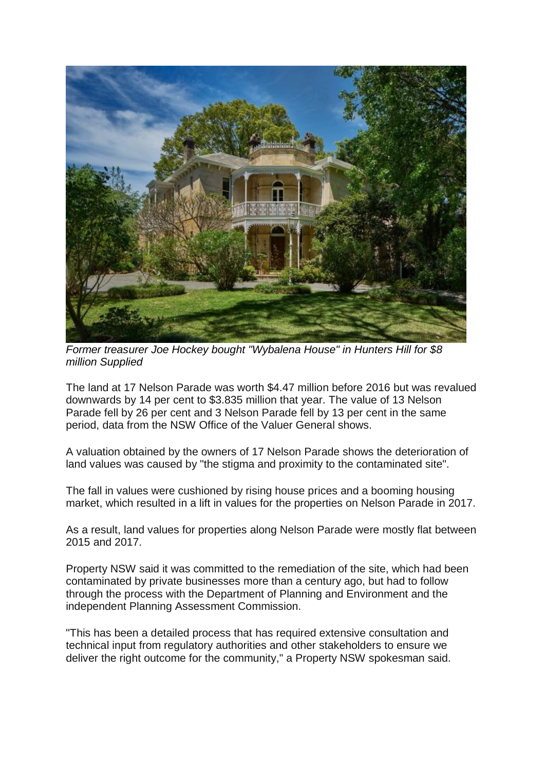*Former treasurer Joe Hockey bought "Wybalena House" in Hunters Hill for $8 million Supplied*

The land at 17 Nelson Parade was worth $4.47 million before 2016 but was revalued downwards by 14 per cent to $3.835 million that year. The value of 13 Nelson Parade fell by 26 per cent and 3 Nelson Parade fell by 13 per cent in the same period, data from the NSW Office of the Valuer General shows.

A valuation obtained by the owners of 17 Nelson Parade shows the deterioration of land values was caused by "the stigma and proximity to the contaminated site".

The fall in values were cushioned by rising house prices and a booming housing market, which resulted in a lift in values for the properties on Nelson Parade in 2017.

As a result, land values for properties along Nelson Parade were mostly flat between 2015 and 2017.

Property NSW said it was committed to the remediation of the site, which had been contaminated by private businesses more than a century ago, but had to follow through the process with the Department of Planning and Environment and the independent Planning Assessment Commission.

"This has been a detailed process that has required extensive consultation and technical input from regulatory authorities and other stakeholders to ensure we deliver the right outcome for the community," a Property NSW spokesman said.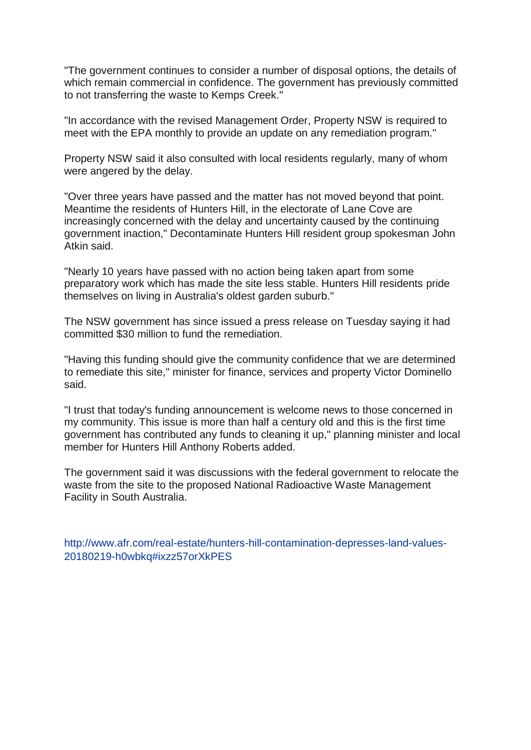"The government continues to consider a number of disposal options, the details of which remain commercial in confidence. The government has previously committed to not transferring the waste to Kemps Creek."

"In accordance with the revised Management Order, Property NSW is required to meet with the EPA monthly to provide an update on any remediation program."

Property NSW said it also consulted with local residents regularly, many of whom were angered by the delay.

"Over three years have passed and the matter has not moved beyond that point. Meantime the residents of Hunters Hill, in the electorate of Lane Cove are increasingly concerned with the delay and uncertainty caused by the continuing government inaction," Decontaminate Hunters Hill resident group spokesman John Atkin said.

"Nearly 10 years have passed with no action being taken apart from some preparatory work which has made the site less stable. Hunters Hill residents pride themselves on living in Australia's oldest garden suburb."

The NSW government has since issued a press release on Tuesday saying it had committed $30 million to fund the remediation.

"Having this funding should give the community confidence that we are determined to remediate this site," minister for finance, services and property Victor Dominello said.

"I trust that today's funding announcement is welcome news to those concerned in my community. This issue is more than half a century old and this is the first time government has contributed any funds to cleaning it up," planning minister and local member for Hunters Hill Anthony Roberts added.

The government said it was discussions with the federal government to relocate the waste from the site to the proposed National Radioactive Waste Management Facility in South Australia.

http://www.afr.com/real-estate/hunters-hill-contamination-depresses-land-values-20180219-h0wbkq#ixzz57orXkPES